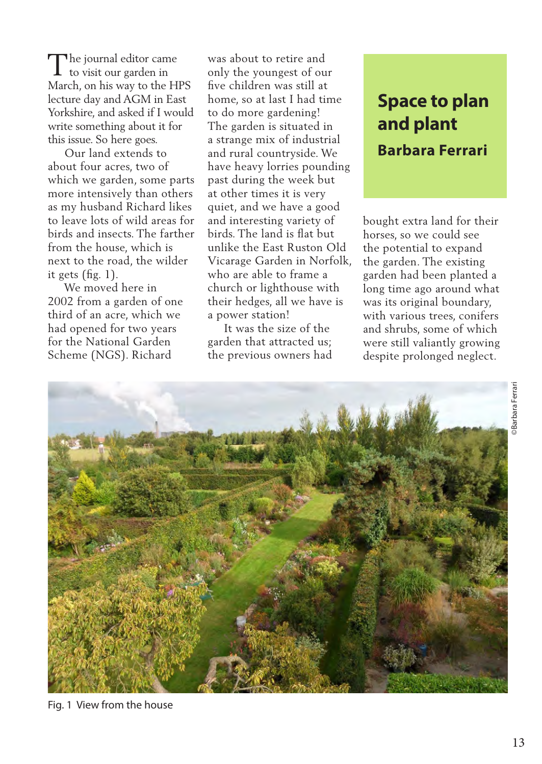# Space to plan and plant

## Barbara Ferrari

The journal editor came to visit our garden in March, on his way to the HPS lecture day and AGM in East Yorkshire, and asked if I would write something about it for this issue. So here goes.

Our land extends to about four acres, two of which we garden, some parts more intensively than others as my husband Richard likes to leave lots of wild areas for birds and insects. The farther from the house, which is next to the road, the wilder it gets (fig. 1).

We moved here in 2002 from a garden of one third of an acre, which we had opened for two years for the National Garden Scheme (NGS). Richard was about to retire and only the youngest of our five children was still at home, so at last I had time to do more gardening! The garden is situated in a strange mix of industrial and rural countryside. We have heavy lorries pounding past during the week but at other times it is very quiet, and we have a good and interesting variety of birds. The land is flat but unlike the East Ruston Old Vicarage Garden in Norfolk, who are able to frame a church or lighthouse with their hedges, all we have is a power station!

It was the size of the garden that attracted us; the previous owners had bought extra land for their horses, so we could see the potential to expand the garden. The existing garden had been planted a long time ago around what was its original boundary, with various trees, conifers and shrubs, some of which were still valiantly growing despite prolonged neglect.

©Barbara Ferrari

Fig. 1 View from the house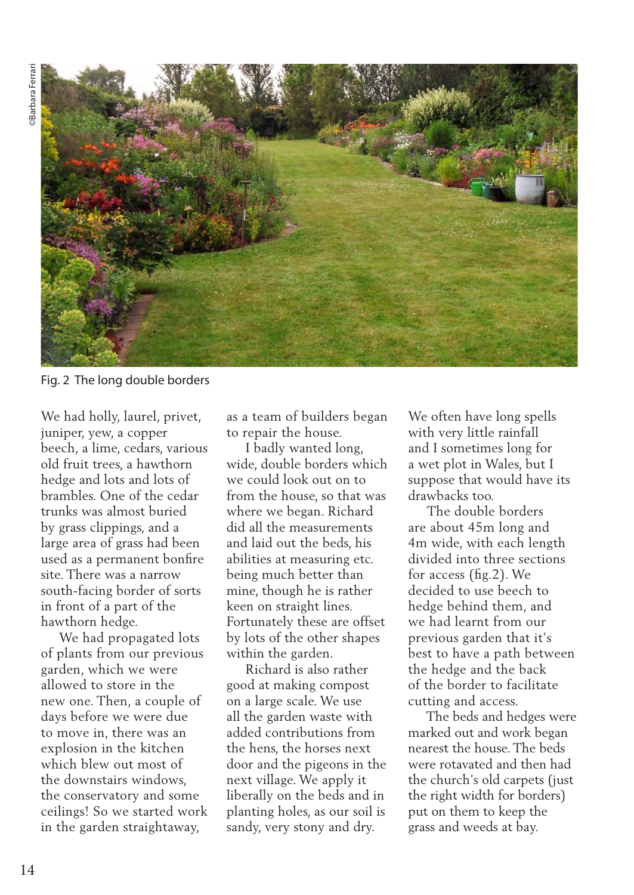Fig. 2 The long double borders

We had holly, laurel, privet, juniper, yew, a copper beech, a lime, cedars, various old fruit trees, a hawthorn hedge and lots and lots of brambles. One of the cedar trunks was almost buried by grass clippings, and a large area of grass had been used as a permanent bonfire site. There was a narrow south-facing border of sorts in front of a part of the hawthorn hedge.

We had propagated lots of plants from our previous garden, which we were allowed to store in the new one. Then, a couple of days before we were due to move in, there was an explosion in the kitchen which blew out most of the downstairs windows, the conservatory and some ceilings! So we started work in the garden straightaway, as a team of builders began to repair the house.

I badly wanted long, wide, double borders which we could look out on to from the house, so that was where we began. Richard did all the measurements and laid out the beds, his abilities at measuring etc. being much better than mine, though he is rather keen on straight lines. Fortunately these are offset by lots of the other shapes within the garden.

Richard is also rather good at making compost on a large scale. We use all the garden waste with added contributions from the hens, the horses next door and the pigeons in the next village. We apply it liberally on the beds and in planting holes, as our soil is sandy, very stony and dry. We often have long spells with very little rainfall and I sometimes long for a wet plot in Wales, but I suppose that would have its drawbacks too.

The double borders are about 45m long and 4m wide, with each length divided into three sections for access (fig.2). We decided to use beech to hedge behind them, and we had learnt from our previous garden that it's best to have a path between the hedge and the back of the border to facilitate cutting and access.

The beds and hedges were marked out and work began nearest the house. The beds were rotavated and then had the church's old carpets (just the right width for borders) put on them to keep the grass and weeds at bay.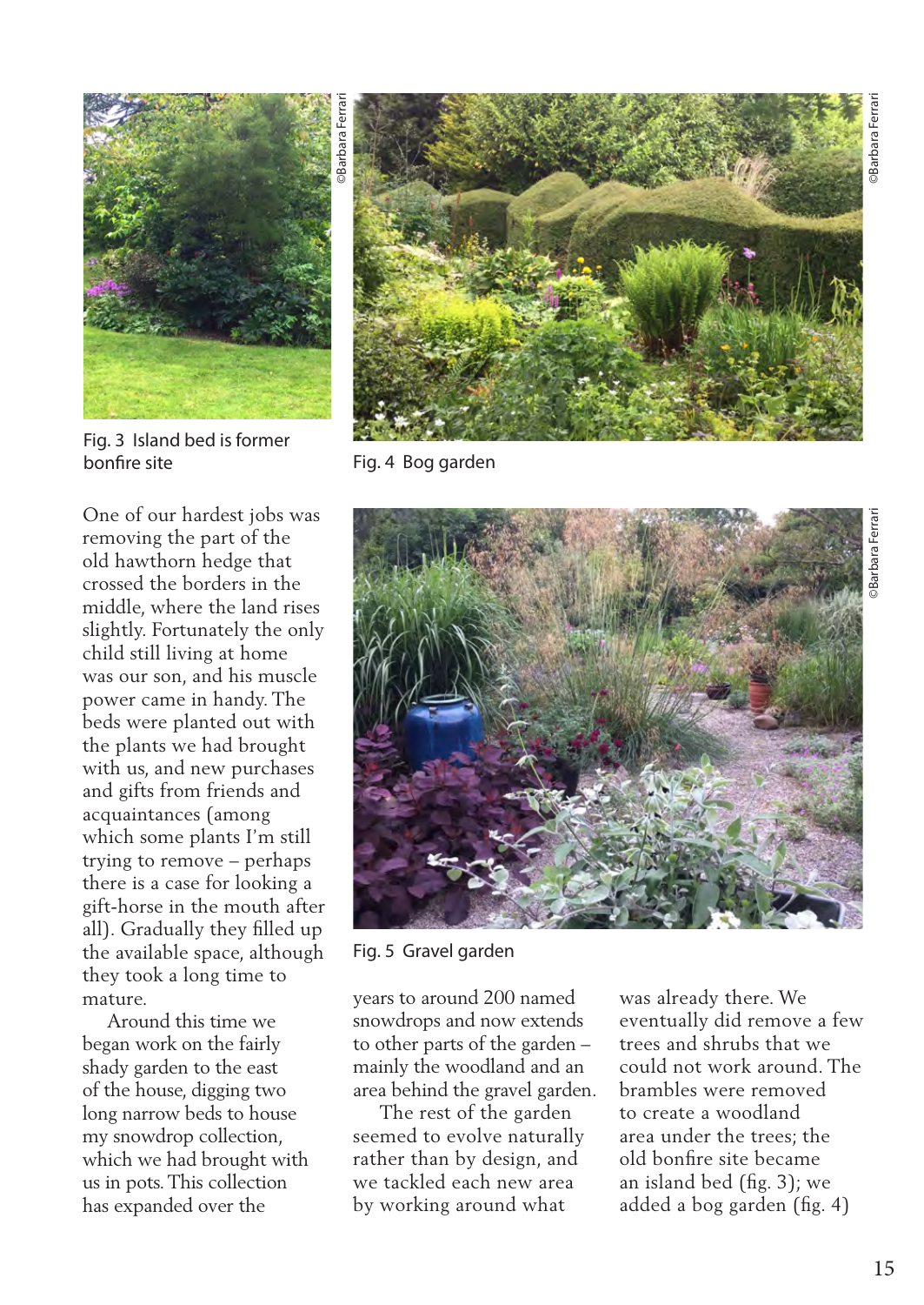Fig. 3 Island bed is former bonfire site

Fig. 4 Bog garden

Fig. 5 Gravel garden

One of our hardest jobs was removing the part of the old hawthorn hedge that crossed the borders in the middle, where the land rises slightly. Fortunately the only child still living at home was our son, and his muscle power came in handy. The beds were planted out with the plants we had brought with us, and new purchases and gifts from friends and acquaintances (among which some plants I'm still trying to remove – perhaps there is a case for looking a gift-horse in the mouth after all). Gradually they filled up the available space, although they took a long time to mature.

Around this time we began work on the fairly shady garden to the east of the house, digging two long narrow beds to house my snowdrop collection, which we had brought with us in pots. This collection has expanded over the years to around 200 named snowdrops and now extends to other parts of the garden – mainly the woodland and an area behind the gravel garden.

The rest of the garden seemed to evolve naturally rather than by design, and we tackled each new area by working around what was already there. We eventually did remove a few trees and shrubs that we could not work around. The brambles were removed to create a woodland area under the trees; the old bonfire site became an island bed (fig. 3); we added a bog garden (fig. 4)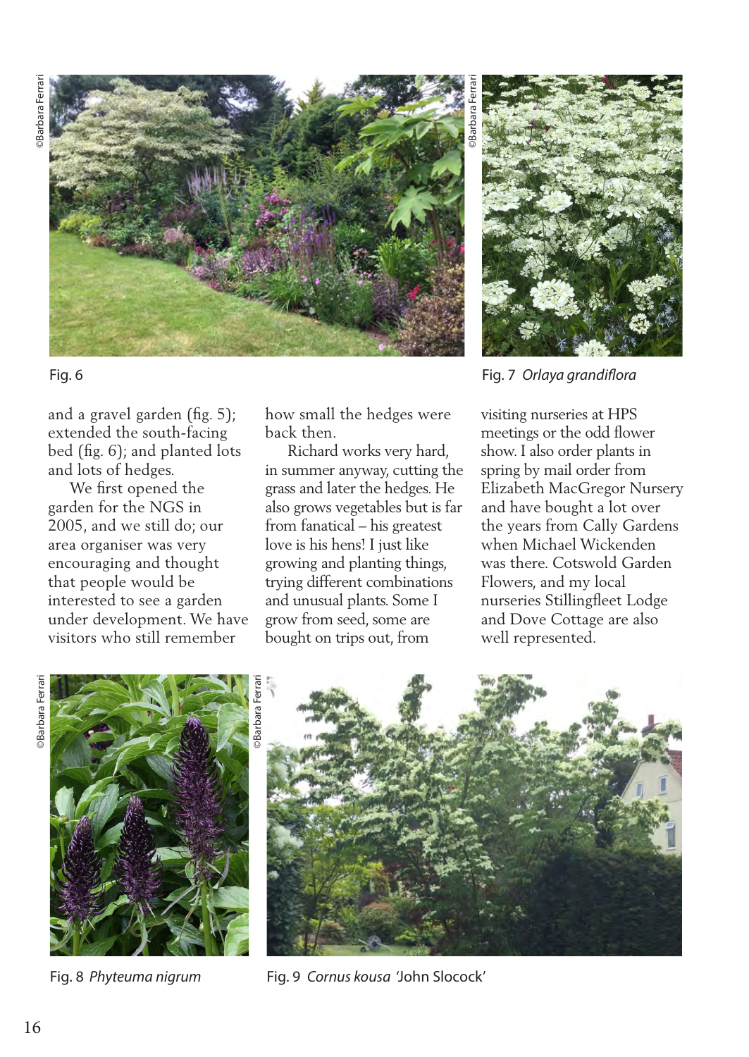Fig. 6

Fig. 7 *Orlaya grandiflora*

and a gravel garden (fig. 5); extended the south-facing bed (fig. 6); and planted lots and lots of hedges.

We first opened the garden for the NGS in 2005, and we still do; our area organiser was very encouraging and thought that people would be interested to see a garden under development. We have visitors who still remember how small the hedges were back then.

Richard works very hard, in summer anyway, cutting the grass and later the hedges. He also grows vegetables but is far from fanatical – his greatest love is his hens! I just like growing and planting things, trying different combinations and unusual plants. Some I grow from seed, some are bought on trips out, from visiting nurseries at HPS meetings or the odd flower show. I also order plants in spring by mail order from Elizabeth MacGregor Nursery and have bought a lot over the years from Cally Gardens when Michael Wickenden was there. Cotswold Garden Flowers, and my local nurseries Stillingfleet Lodge and Dove Cottage are also well represented.

Fig. 8 *Phyteuma nigrum*

Fig. 9 *Cornus kousa* 'John Slocock'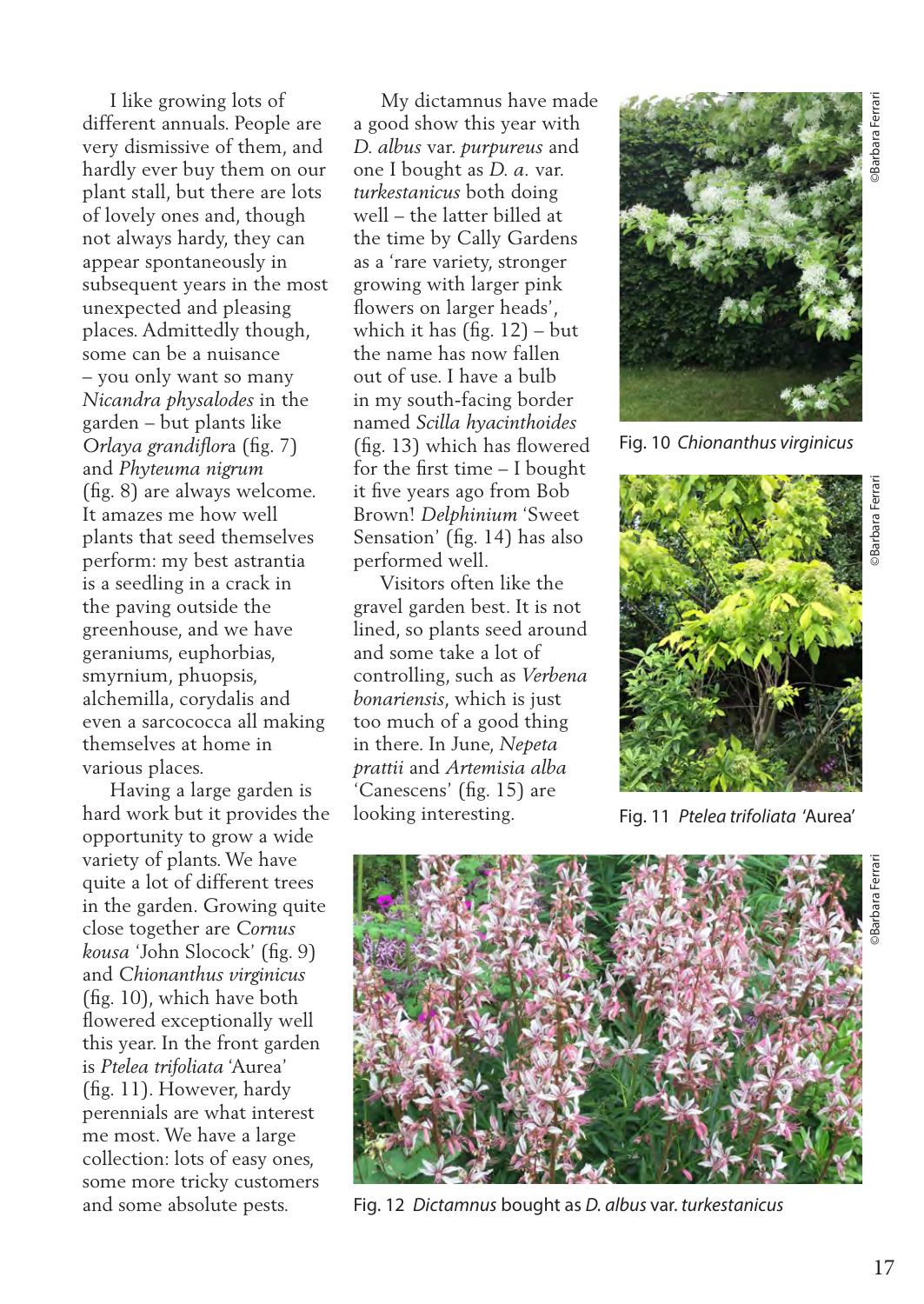I like growing lots of different annuals. People are very dismissive of them, and hardly ever buy them on our plant stall, but there are lots of lovely ones and, though not always hardy, they can appear spontaneously in subsequent years in the most unexpected and pleasing places. Admittedly though, some can be a nuisance – you only want so many *Nicandra physalodes* in the garden – but plants like *Orlaya grandiflora* (fig. 7) and *Phyteuma nigrum* (fig. 8) are always welcome. It amazes me how well plants that seed themselves perform: my best astrantia is a seedling in a crack in the paving outside the greenhouse, and we have geraniums, euphorbias, smyrnium, phuopsis, alchemilla, corydalis and even a sarcococca all making themselves at home in various places.

Having a large garden is hard work but it provides the opportunity to grow a wide variety of plants. We have quite a lot of different trees in the garden. Growing quite close together are *Cornus kousa* 'John Slocock' (fig. 9) and *Chionanthus virginicus* (fig. 10), which have both flowered exceptionally well this year. In the front garden is *Ptelea trifoliata* 'Aurea' (fig. 11). However, hardy perennials are what interest me most. We have a large collection: lots of easy ones, some more tricky customers and some absolute pests.

My dictamnus have made a good show this year with *D. albus* var. *purpureus* and one I bought as *D. a.* var. *turkestanicus* both doing well – the latter billed at the time by Cally Gardens as a 'rare variety, stronger growing with larger pink flowers on larger heads', which it has (fig. 12) – but the name has now fallen out of use. I have a bulb in my south-facing border named *Scilla hyacinthoides* (fig. 13) which has flowered for the first time – I bought it five years ago from Bob Brown! *Delphinium* 'Sweet Sensation' (fig. 14) has also performed well.

Visitors often like the gravel garden best. It is not lined, so plants seed around and some take a lot of controlling, such as *Verbena bonariensis*, which is just too much of a good thing in there. In June, *Nepeta prattii* and *Artemisia alba* 'Canescens' (fig. 15) are looking interesting.

©Barbara Ferrari

Fig. 10 *Chionanthus virginicus*

©Barbara Ferrari

Fig. 11 *Ptelea trifoliata* 'Aurea'

©Barbara Ferrari

Fig. 12 *Dictamnus* bought as *D. albus* var. *turkestanicus*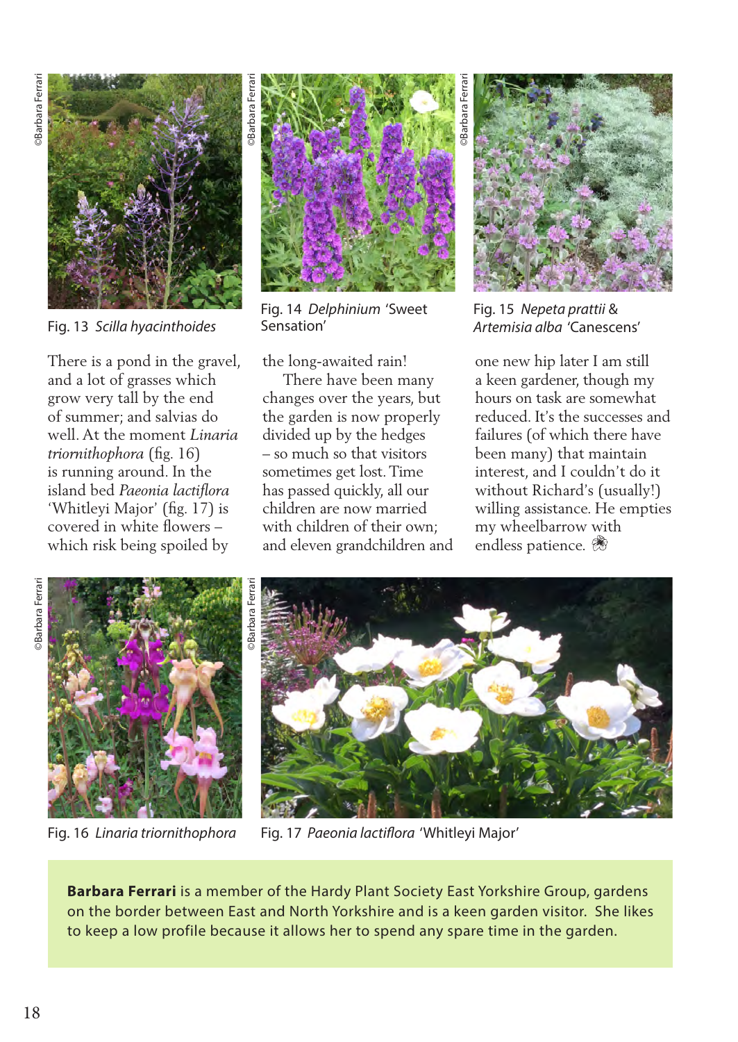Fig. 13 *Scilla hyacinthoides*

Fig. 14 *Delphinium* 'Sweet Sensation'

Fig. 15 *Nepeta prattii* & *Artemisia alba* 'Canescens'

There is a pond in the gravel, and a lot of grasses which grow very tall by the end of summer; and salvias do well. At the moment *Linaria triornithophora* (fig. 16) is running around. In the island bed *Paeonia lactiflora* 'Whitleyi Major' (fig. 17) is covered in white flowers – which risk being spoiled by the long-awaited rain!

There have been many changes over the years, but the garden is now properly divided up by the hedges – so much so that visitors sometimes get lost. Time has passed quickly, all our children are now married with children of their own; and eleven grandchildren and one new hip later I am still a keen gardener, though my hours on task are somewhat reduced. It's the successes and failures (of which there have been many) that maintain interest, and I couldn't do it without Richard's (usually!) willing assistance. He empties my wheelbarrow with endless patience.

Fig. 16 *Linaria triornithophora*

Fig. 17 *Paeonia lactiflora* 'Whitleyi Major'

**Barbara Ferrari** is a member of the Hardy Plant Society East Yorkshire Group, gardens on the border between East and North Yorkshire and is a keen garden visitor. She likes to keep a low profile because it allows her to spend any spare time in the garden.